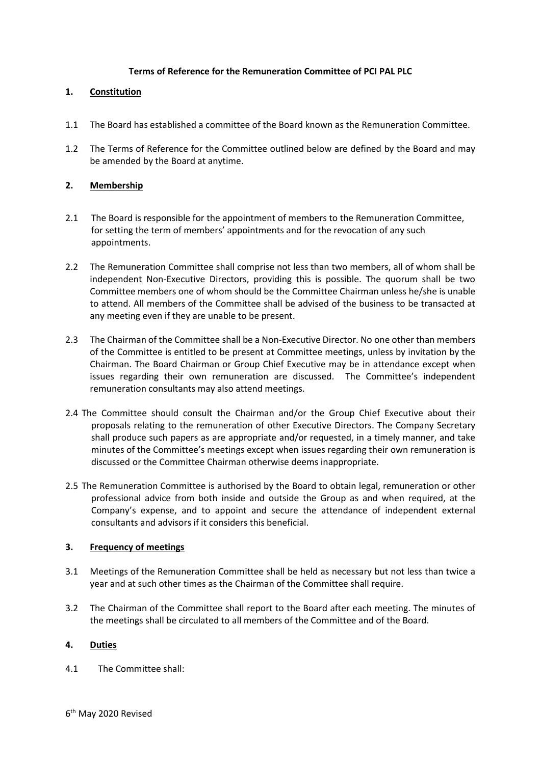**Terms of Reference for the Remuneration Committee of PCI PAL PLC**

## 1. Constitution

1.1 The Board has established a committee of the Board known as the Remuneration Committee.

1.2 The Terms of Reference for the Committee outlined below are defined by the Board and may be amended by the Board at anytime.

## 2. Membership

2.1 The Board is responsible for the appointment of members to the Remuneration Committee, for setting the term of members' appointments and for the revocation of any such appointments.

2.2 The Remuneration Committee shall comprise not less than two members, all of whom shall be independent Non-Executive Directors, providing this is possible. The quorum shall be two Committee members one of whom should be the Committee Chairman unless he/she is unable to attend. All members of the Committee shall be advised of the business to be transacted at any meeting even if they are unable to be present.

2.3 The Chairman of the Committee shall be a Non-Executive Director. No one other than members of the Committee is entitled to be present at Committee meetings, unless by invitation by the Chairman. The Board Chairman or Group Chief Executive may be in attendance except when issues regarding their own remuneration are discussed. The Committee's independent remuneration consultants may also attend meetings.

2.4 The Committee should consult the Chairman and/or the Group Chief Executive about their proposals relating to the remuneration of other Executive Directors. The Company Secretary shall produce such papers as are appropriate and/or requested, in a timely manner, and take minutes of the Committee's meetings except when issues regarding their own remuneration is discussed or the Committee Chairman otherwise deems inappropriate.

2.5 The Remuneration Committee is authorised by the Board to obtain legal, remuneration or other professional advice from both inside and outside the Group as and when required, at the Company's expense, and to appoint and secure the attendance of independent external consultants and advisors if it considers this beneficial.

## 3. Frequency of meetings

3.1 Meetings of the Remuneration Committee shall be held as necessary but not less than twice a year and at such other times as the Chairman of the Committee shall require.

3.2 The Chairman of the Committee shall report to the Board after each meeting. The minutes of the meetings shall be circulated to all members of the Committee and of the Board.

## 4. Duties

4.1 The Committee shall:

6th May 2020 Revised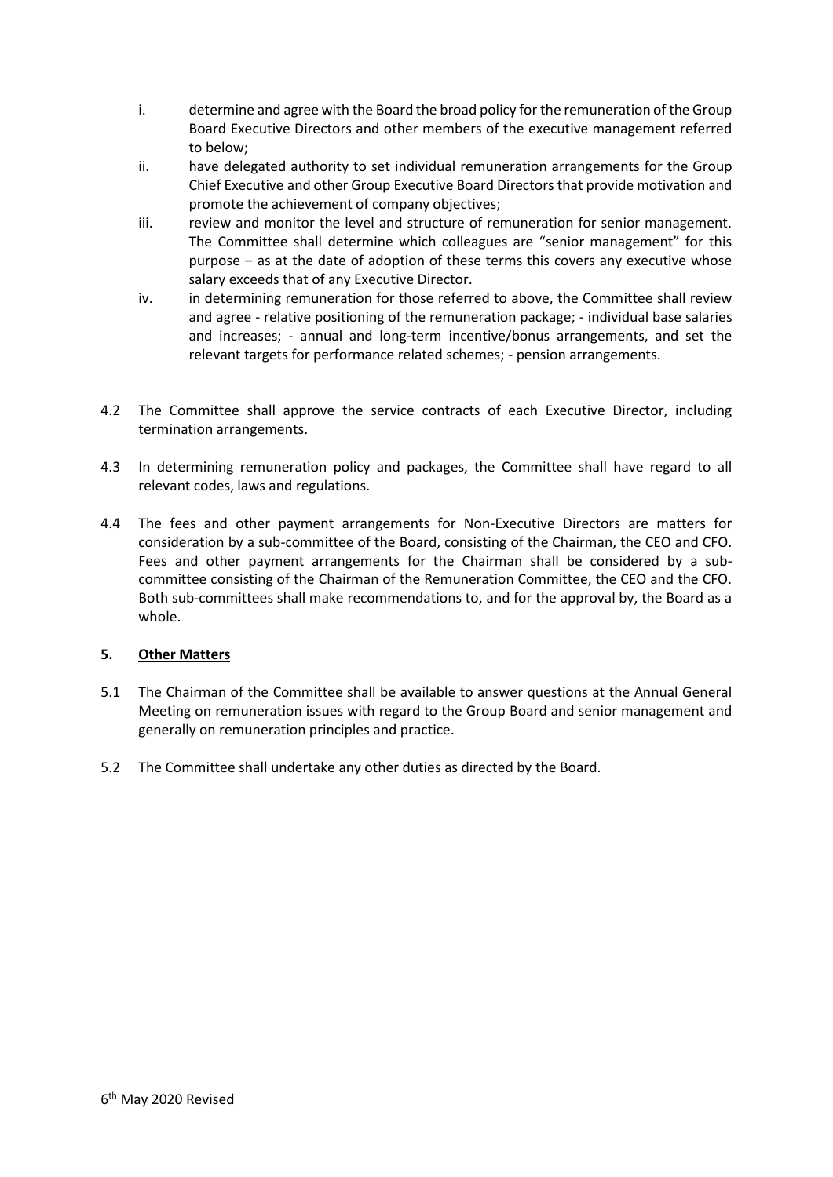i. determine and agree with the Board the broad policy for the remuneration of the Group Board Executive Directors and other members of the executive management referred to below;

ii. have delegated authority to set individual remuneration arrangements for the Group Chief Executive and other Group Executive Board Directors that provide motivation and promote the achievement of company objectives;

iii. review and monitor the level and structure of remuneration for senior management. The Committee shall determine which colleagues are "senior management" for this purpose – as at the date of adoption of these terms this covers any executive whose salary exceeds that of any Executive Director.

iv. in determining remuneration for those referred to above, the Committee shall review and agree - relative positioning of the remuneration package; - individual base salaries and increases; - annual and long-term incentive/bonus arrangements, and set the relevant targets for performance related schemes; - pension arrangements.

4.2 The Committee shall approve the service contracts of each Executive Director, including termination arrangements.

4.3 In determining remuneration policy and packages, the Committee shall have regard to all relevant codes, laws and regulations.

4.4 The fees and other payment arrangements for Non-Executive Directors are matters for consideration by a sub-committee of the Board, consisting of the Chairman, the CEO and CFO. Fees and other payment arrangements for the Chairman shall be considered by a sub-committee consisting of the Chairman of the Remuneration Committee, the CEO and the CFO. Both sub-committees shall make recommendations to, and for the approval by, the Board as a whole.

## 5. Other Matters

5.1 The Chairman of the Committee shall be available to answer questions at the Annual General Meeting on remuneration issues with regard to the Group Board and senior management and generally on remuneration principles and practice.

5.2 The Committee shall undertake any other duties as directed by the Board.

6th May 2020 Revised